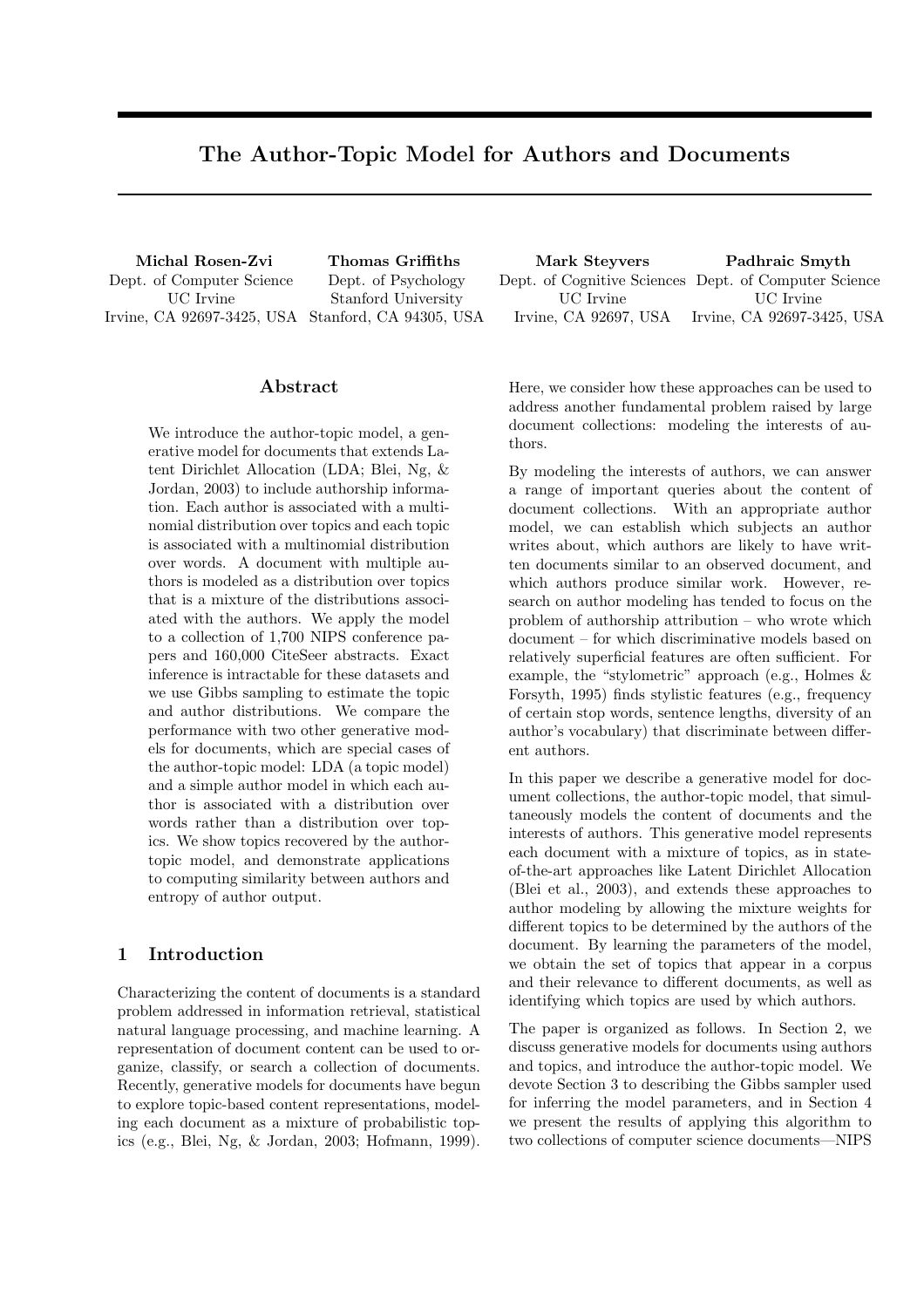# The Author-Topic Model for Authors and Documents

**Michal Rosen-Zvi**
Dept. of Computer Science
UC Irvine
Irvine, CA 92697-3425, USA

**Thomas Griffiths**
Dept. of Psychology
Stanford University
Stanford, CA 94305, USA

**Mark Steyvers**
Dept. of Cognitive Sciences
UC Irvine
Irvine, CA 92697, USA

**Padhraic Smyth**
Dept. of Computer Science
UC Irvine
Irvine, CA 92697-3425, USA

## Abstract

We introduce the author-topic model, a generative model for documents that extends Latent Dirichlet Allocation (LDA; Blei, Ng, & Jordan, 2003) to include authorship information. Each author is associated with a multinomial distribution over topics and each topic is associated with a multinomial distribution over words. A document with multiple authors is modeled as a distribution over topics that is a mixture of the distributions associated with the authors. We apply the model to a collection of 1,700 NIPS conference papers and 160,000 CiteSeer abstracts. Exact inference is intractable for these datasets and we use Gibbs sampling to estimate the topic and author distributions. We compare the performance with two other generative models for documents, which are special cases of the author-topic model: LDA (a topic model) and a simple author model in which each author is associated with a distribution over words rather than a distribution over topics. We show topics recovered by the author-topic model, and demonstrate applications to computing similarity between authors and entropy of author output.

## 1 Introduction

Characterizing the content of documents is a standard problem addressed in information retrieval, statistical natural language processing, and machine learning. A representation of document content can be used to organize, classify, or search a collection of documents. Recently, generative models for documents have begun to explore topic-based content representations, modeling each document as a mixture of probabilistic topics (e.g., Blei, Ng, & Jordan, 2003; Hofmann, 1999). Here, we consider how these approaches can be used to address another fundamental problem raised by large document collections: modeling the interests of authors.

By modeling the interests of authors, we can answer a range of important queries about the content of document collections. With an appropriate author model, we can establish which subjects an author writes about, which authors are likely to have written documents similar to an observed document, and which authors produce similar work. However, research on author modeling has tended to focus on the problem of authorship attribution – who wrote which document – for which discriminative models based on relatively superficial features are often sufficient. For example, the "stylometric" approach (e.g., Holmes & Forsyth, 1995) finds stylistic features (e.g., frequency of certain stop words, sentence lengths, diversity of an author's vocabulary) that discriminate between different authors.

In this paper we describe a generative model for document collections, the author-topic model, that simultaneously models the content of documents and the interests of authors. This generative model represents each document with a mixture of topics, as in state-of-the-art approaches like Latent Dirichlet Allocation (Blei et al., 2003), and extends these approaches to author modeling by allowing the mixture weights for different topics to be determined by the authors of the document. By learning the parameters of the model, we obtain the set of topics that appear in a corpus and their relevance to different documents, as well as identifying which topics are used by which authors.

The paper is organized as follows. In Section 2, we discuss generative models for documents using authors and topics, and introduce the author-topic model. We devote Section 3 to describing the Gibbs sampler used for inferring the model parameters, and in Section 4 we present the results of applying this algorithm to two collections of computer science documents—NIPS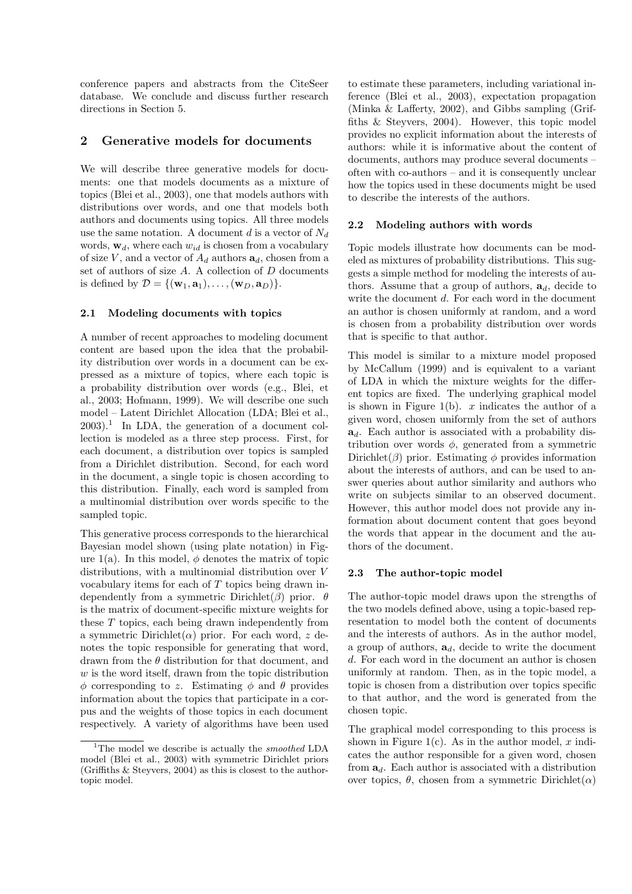conference papers and abstracts from the CiteSeer database. We conclude and discuss further research directions in Section 5.

## 2 Generative models for documents

We will describe three generative models for documents: one that models documents as a mixture of topics (Blei et al., 2003), one that models authors with distributions over words, and one that models both authors and documents using topics. All three models use the same notation. A document $d$ is a vector of $N_d$ words, $\mathbf{w}_d$, where each $w_{id}$ is chosen from a vocabulary of size $V$, and a vector of $A_d$ authors $\mathbf{a}_d$, chosen from a set of authors of size $A$. A collection of $D$ documents is defined by $\mathcal{D} = \{(\mathbf{w}_1, \mathbf{a}_1), \ldots, (\mathbf{w}_D, \mathbf{a}_D)\}$.

### 2.1 Modeling documents with topics

A number of recent approaches to modeling document content are based upon the idea that the probability distribution over words in a document can be expressed as a mixture of topics, where each topic is a probability distribution over words (e.g., Blei, et al., 2003; Hofmann, 1999). We will describe one such model – Latent Dirichlet Allocation (LDA; Blei et al., 2003).[1] In LDA, the generation of a document collection is modeled as a three step process. First, for each document, a distribution over topics is sampled from a Dirichlet distribution. Second, for each word in the document, a single topic is chosen according to this distribution. Finally, each word is sampled from a multinomial distribution over words specific to the sampled topic.

This generative process corresponds to the hierarchical Bayesian model shown (using plate notation) in Figure 1(a). In this model, $\phi$ denotes the matrix of topic distributions, with a multinomial distribution over $V$ vocabulary items for each of $T$ topics being drawn independently from a symmetric Dirichlet($\beta$) prior. $\theta$ is the matrix of document-specific mixture weights for these $T$ topics, each being drawn independently from a symmetric Dirichlet($\alpha$) prior. For each word, $z$ denotes the topic responsible for generating that word, drawn from the $\theta$ distribution for that document, and $w$ is the word itself, drawn from the topic distribution $\phi$ corresponding to $z$. Estimating $\phi$ and $\theta$ provides information about the topics that participate in a corpus and the weights of those topics in each document respectively. A variety of algorithms have been used to estimate these parameters, including variational inference (Blei et al., 2003), expectation propagation (Minka & Lafferty, 2002), and Gibbs sampling (Griffiths & Steyvers, 2004). However, this topic model provides no explicit information about the interests of authors: while it is informative about the content of documents, authors may produce several documents – often with co-authors – and it is consequently unclear how the topics used in these documents might be used to describe the interests of the authors.

### 2.2 Modeling authors with words

Topic models illustrate how documents can be modeled as mixtures of probability distributions. This suggests a simple method for modeling the interests of authors. Assume that a group of authors, $\mathbf{a}_d$, decide to write the document $d$. For each word in the document an author is chosen uniformly at random, and a word is chosen from a probability distribution over words that is specific to that author.

This model is similar to a mixture model proposed by McCallum (1999) and is equivalent to a variant of LDA in which the mixture weights for the different topics are fixed. The underlying graphical model is shown in Figure 1(b). $x$ indicates the author of a given word, chosen uniformly from the set of authors $\mathbf{a}_d$. Each author is associated with a probability distribution over words $\phi$, generated from a symmetric Dirichlet($\beta$) prior. Estimating $\phi$ provides information about the interests of authors, and can be used to answer queries about author similarity and authors who write on subjects similar to an observed document. However, this author model does not provide any information about document content that goes beyond the words that appear in the document and the authors of the document.

### 2.3 The author-topic model

The author-topic model draws upon the strengths of the two models defined above, using a topic-based representation to model both the content of documents and the interests of authors. As in the author model, a group of authors, $\mathbf{a}_d$, decide to write the document $d$. For each word in the document an author is chosen uniformly at random. Then, as in the topic model, a topic is chosen from a distribution over topics specific to that author, and the word is generated from the chosen topic.

The graphical model corresponding to this process is shown in Figure 1(c). As in the author model, $x$ indicates the author responsible for a given word, chosen from $\mathbf{a}_d$. Each author is associated with a distribution over topics, $\theta$, chosen from a symmetric Dirichlet($\alpha$)

[1] The model we describe is actually the *smoothed* LDA model (Blei et al., 2003) with symmetric Dirichlet priors (Griffiths & Steyvers, 2004) as this is closest to the author-topic model.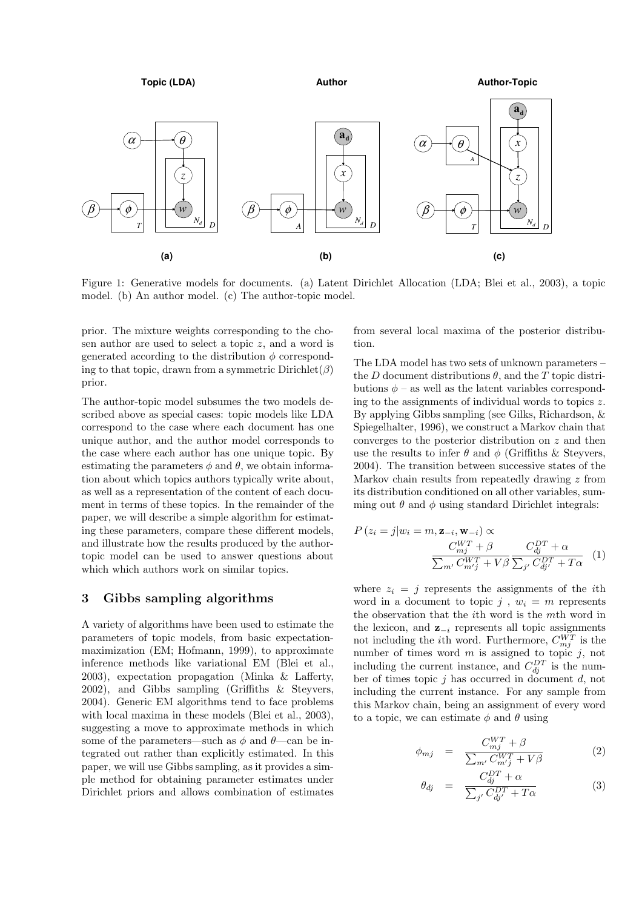Topic (LDA)

Author

Author-Topic

(a)

(b)

(c)

Figure 1: Generative models for documents. (a) Latent Dirichlet Allocation (LDA; Blei et al., 2003), a topic model. (b) An author model. (c) The author-topic model.

prior. The mixture weights corresponding to the chosen author are used to select a topic $z$, and a word is generated according to the distribution $\phi$ corresponding to that topic, drawn from a symmetric Dirichlet($\beta$) prior.

The author-topic model subsumes the two models described above as special cases: topic models like LDA correspond to the case where each document has one unique author, and the author model corresponds to the case where each author has one unique topic. By estimating the parameters $\phi$ and $\theta$, we obtain information about which topics authors typically write about, as well as a representation of the content of each document in terms of these topics. In the remainder of the paper, we will describe a simple algorithm for estimating these parameters, compare these different models, and illustrate how the results produced by the author-topic model can be used to answer questions about which which authors work on similar topics.

## 3 Gibbs sampling algorithms

A variety of algorithms have been used to estimate the parameters of topic models, from basic expectation-maximization (EM; Hofmann, 1999), to approximate inference methods like variational EM (Blei et al., 2003), expectation propagation (Minka & Lafferty, 2002), and Gibbs sampling (Griffiths & Steyvers, 2004). Generic EM algorithms tend to face problems with local maxima in these models (Blei et al., 2003), suggesting a move to approximate methods in which some of the parameters—such as $\phi$ and $\theta$—can be integrated out rather than explicitly estimated. In this paper, we will use Gibbs sampling, as it provides a simple method for obtaining parameter estimates under Dirichlet priors and allows combination of estimates from several local maxima of the posterior distribution.

The LDA model has two sets of unknown parameters – the $D$ document distributions $\theta$, and the $T$ topic distributions $\phi$ – as well as the latent variables corresponding to the assignments of individual words to topics $z$. By applying Gibbs sampling (see Gilks, Richardson, & Spiegelhalter, 1996), we construct a Markov chain that converges to the posterior distribution on $z$ and then use the results to infer $\theta$ and $\phi$ (Griffiths & Steyvers, 2004). The transition between successive states of the Markov chain results from repeatedly drawing $z$ from its distribution conditioned on all other variables, summing out $\theta$ and $\phi$ using standard Dirichlet integrals:

$$P\left(z_i = j | w_i = m, \mathbf{z}_{-i}, \mathbf{w}_{-i}\right) \propto \frac{C_{mj}^{WT} + \beta}{\sum_{m'} C_{m'j}^{WT} + V\beta} \frac{C_{dj}^{DT} + \alpha}{\sum_{j'} C_{dj'}^{DT} + T\alpha} \quad (1)$$

where $z_i = j$ represents the assignments of the $i$th word in a document to topic $j$ , $w_i = m$ represents the observation that the $i$th word is the $m$th word in the lexicon, and $\mathbf{z}_{-i}$ represents all topic assignments not including the $i$th word. Furthermore, $C_{mj}^{WT}$ is the number of times word $m$ is assigned to topic $j$, not including the current instance, and $C_{dj}^{DT}$ is the number of times topic $j$ has occurred in document $d$, not including the current instance. For any sample from this Markov chain, being an assignment of every word to a topic, we can estimate $\phi$ and $\theta$ using

$$\phi_{mj} = \frac{C_{mj}^{WT} + \beta}{\sum_{m'} C_{m'j}^{WT} + V\beta} \quad (2)$$

$$\theta_{dj} = \frac{C_{dj}^{DT} + \alpha}{\sum_{j'} C_{dj'}^{DT} + T\alpha} \quad (3)$$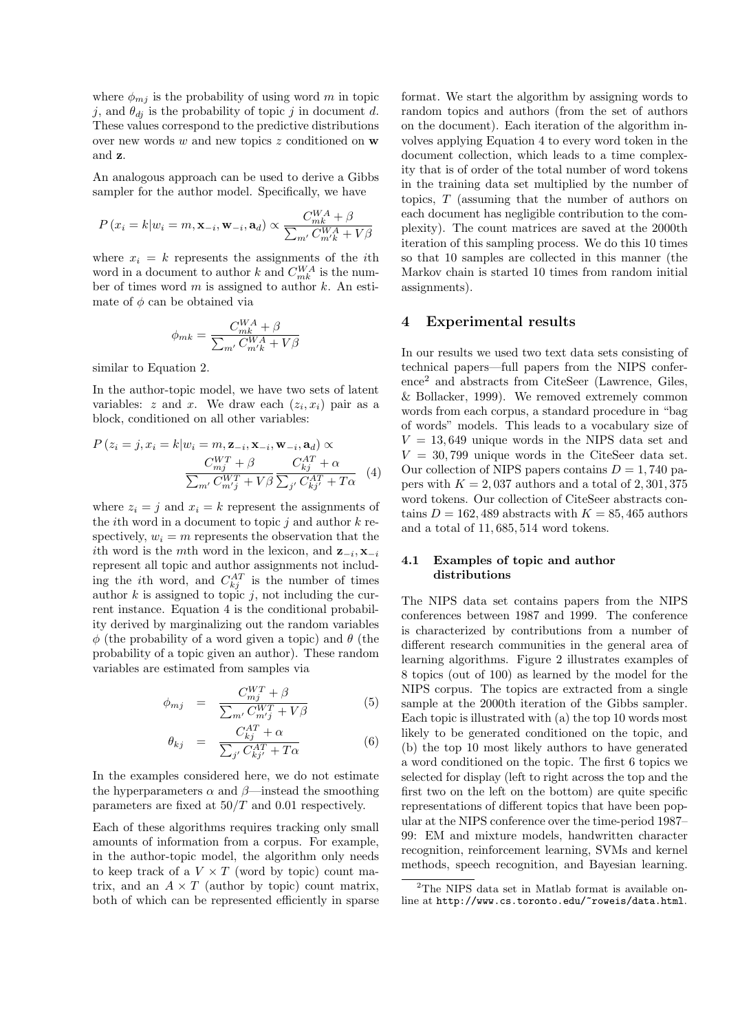where $\phi_{mj}$ is the probability of using word $m$ in topic $j$, and $\theta_{dj}$ is the probability of topic $j$ in document $d$. These values correspond to the predictive distributions over new words $w$ and new topics $z$ conditioned on $\mathbf{w}$ and $\mathbf{z}$.

An analogous approach can be used to derive a Gibbs sampler for the author model. Specifically, we have

$$P\left(x_i = k | w_i = m, \mathbf{x}_{-i}, \mathbf{w}_{-i}, \mathbf{a}_d\right) \propto \frac{C^{WA}_{mk} + \beta}{\sum_{m'} C^{WA}_{m'k} + V\beta}$$

where $x_i = k$ represents the assignments of the $i$th word in a document to author $k$ and $C^{WA}_{mk}$ is the number of times word $m$ is assigned to author $k$. An estimate of $\phi$ can be obtained via

$$\phi_{mk} = \frac{C^{WA}_{mk} + \beta}{\sum_{m'} C^{WA}_{m'k} + V\beta}$$

similar to Equation 2.

In the author-topic model, we have two sets of latent variables: $z$ and $x$. We draw each $(z_i, x_i)$ pair as a block, conditioned on all other variables:

$$P\left(z_i = j, x_i = k | w_i = m, \mathbf{z}_{-i}, \mathbf{x}_{-i}, \mathbf{w}_{-i}, \mathbf{a}_d\right) \propto \frac{C^{WT}_{mj} + \beta}{\sum_{m'} C^{WT}_{m'j} + V\beta} \frac{C^{AT}_{kj} + \alpha}{\sum_{j'} C^{AT}_{kj'} + T\alpha} \quad (4)$$

where $z_i = j$ and $x_i = k$ represent the assignments of the $i$th word in a document to topic $j$ and author $k$ respectively, $w_i = m$ represents the observation that the $i$th word is the $m$th word in the lexicon, and $\mathbf{z}_{-i}, \mathbf{x}_{-i}$ represent all topic and author assignments not including the $i$th word, and $C^{AT}_{kj}$ is the number of times author $k$ is assigned to topic $j$, not including the current instance. Equation 4 is the conditional probability derived by marginalizing out the random variables $\phi$ (the probability of a word given a topic) and $\theta$ (the probability of a topic given an author). These random variables are estimated from samples via

$$\phi_{mj} = \frac{C^{WT}_{mj} + \beta}{\sum_{m'} C^{WT}_{m'j} + V\beta} \quad (5)$$

$$\theta_{kj} = \frac{C^{AT}_{kj} + \alpha}{\sum_{j'} C^{AT}_{kj'} + T\alpha} \quad (6)$$

In the examples considered here, we do not estimate the hyperparameters $\alpha$ and $\beta$—instead the smoothing parameters are fixed at $50/T$ and 0.01 respectively.

Each of these algorithms requires tracking only small amounts of information from a corpus. For example, in the author-topic model, the algorithm only needs to keep track of a $V \times T$ (word by topic) count matrix, and an $A \times T$ (author by topic) count matrix, both of which can be represented efficiently in sparse format. We start the algorithm by assigning words to random topics and authors (from the set of authors on the document). Each iteration of the algorithm involves applying Equation 4 to every word token in the document collection, which leads to a time complexity that is of order of the total number of word tokens in the training data set multiplied by the number of topics, $T$ (assuming that the number of authors on each document has negligible contribution to the complexity). The count matrices are saved at the 2000th iteration of this sampling process. We do this 10 times so that 10 samples are collected in this manner (the Markov chain is started 10 times from random initial assignments).

## 4 Experimental results

In our results we used two text data sets consisting of technical papers—full papers from the NIPS conference[2] and abstracts from CiteSeer (Lawrence, Giles, & Bollacker, 1999). We removed extremely common words from each corpus, a standard procedure in "bag of words" models. This leads to a vocabulary size of $V = 13,649$ unique words in the NIPS data set and $V = 30,799$ unique words in the CiteSeer data set. Our collection of NIPS papers contains $D = 1,740$ papers with $K = 2,037$ authors and a total of $2,301,375$ word tokens. Our collection of CiteSeer abstracts contains $D = 162,489$ abstracts with $K = 85,465$ authors and a total of $11,685,514$ word tokens.

### 4.1 Examples of topic and author distributions

The NIPS data set contains papers from the NIPS conferences between 1987 and 1999. The conference is characterized by contributions from a number of different research communities in the general area of learning algorithms. Figure 2 illustrates examples of 8 topics (out of 100) as learned by the model for the NIPS corpus. The topics are extracted from a single sample at the 2000th iteration of the Gibbs sampler. Each topic is illustrated with (a) the top 10 words most likely to be generated conditioned on the topic, and (b) the top 10 most likely authors to have generated a word conditioned on the topic. The first 6 topics we selected for display (left to right across the top and the first two on the left on the bottom) are quite specific representations of different topics that have been popular at the NIPS conference over the time-period 1987–99: EM and mixture models, handwritten character recognition, reinforcement learning, SVMs and kernel methods, speech recognition, and Bayesian learning.

[2] The NIPS data set in Matlab format is available online at http://www.cs.toronto.edu/~roweis/data.html.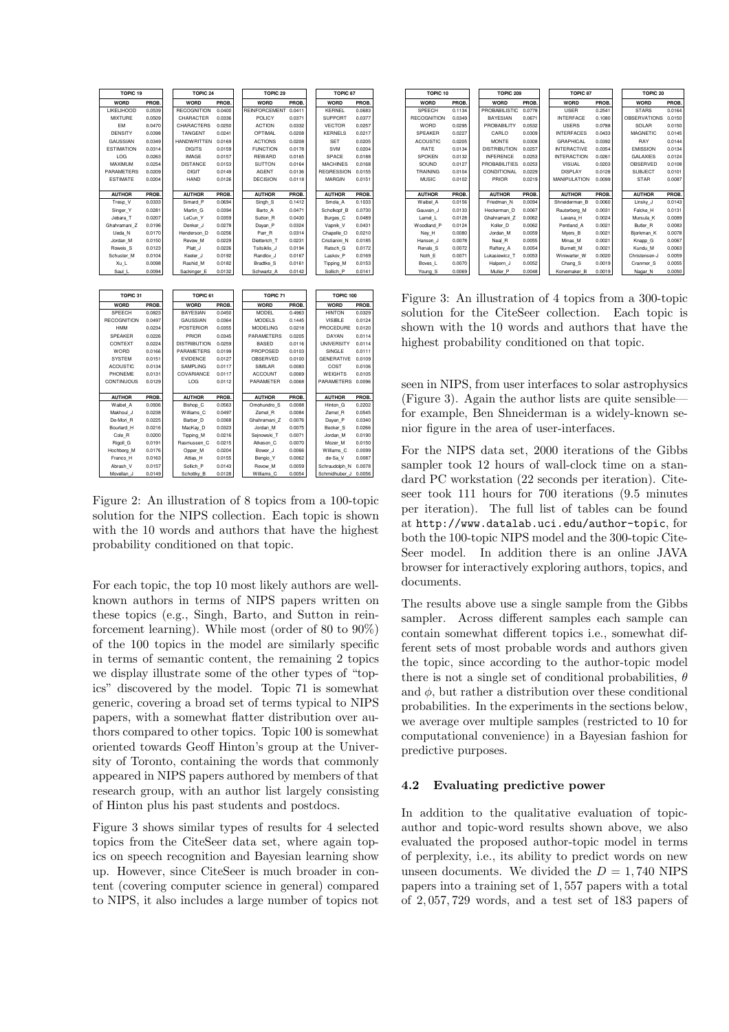| TOPIC 19 | | TOPIC 24 | | TOPIC 29 | | TOPIC 87 | |
|---|---|---|---|---|---|---|---|
| WORD | PROB. | WORD | PROB. | WORD | PROB. | WORD | PROB. |
| LIKELIHOOD | 0.0539 | RECOGNITION | 0.0400 | REINFORCEMENT | 0.0411 | KERNEL | 0.0683 |
| MIXTURE | 0.0509 | CHARACTER | 0.0336 | POLICY | 0.0371 | SUPPORT | 0.0377 |
| EM | 0.0470 | CHARACTERS | 0.0250 | ACTION | 0.0332 | VECTOR | 0.0257 |
| DENSITY | 0.0398 | TANGENT | 0.0241 | OPTIMAL | 0.0208 | KERNELS | 0.0217 |
| GAUSSIAN | 0.0349 | HANDWRITTEN | 0.0169 | ACTIONS | 0.0208 | SET | 0.0205 |
| ESTIMATION | 0.0314 | DIGITS | 0.0159 | FUNCTION | 0.0178 | SVM | 0.0204 |
| LOG | 0.0263 | IMAGE | 0.0157 | REWARD | 0.0165 | SPACE | 0.0188 |
| MAXIMUM | 0.0254 | DISTANCE | 0.0153 | SUTTON | 0.0164 | MACHINES | 0.0168 |
| PARAMETERS | 0.0209 | DIGIT | 0.0149 | AGENT | 0.0136 | REGRESSION | 0.0155 |
| ESTIMATE | 0.0204 | HAND | 0.0126 | DECISION | 0.0118 | MARGIN | 0.0151 |
| AUTHOR | PROB. | AUTHOR | PROB. | AUTHOR | PROB. | AUTHOR | PROB. |
| Tresp_V | 0.0333 | Simard_P | 0.0694 | Singh_S | 0.1412 | Smola_A | 0.1033 |
| Singer_Y | 0.0281 | Martin_G | 0.0394 | Barto_A | 0.0471 | Scholkopf_B | 0.0730 |
| Jebara_T | 0.0207 | LeCun_Y | 0.0359 | Sutton_R | 0.0430 | Burges_C | 0.0489 |
| Ghahramani_Z | 0.0196 | Denker_J | 0.0278 | Dayan_P | 0.0324 | Vapnik_V | 0.0431 |
| Ueda_N | 0.0170 | Henderson_D | 0.0256 | Parr_R | 0.0314 | Chapelle_O | 0.0210 |
| Jordan_M | 0.0150 | Revow_M | 0.0229 | Dietterich_T | 0.0231 | Cristianini_N | 0.0185 |
| Roweis_S | 0.0123 | Platt_J | 0.0226 | Tsitsiklis_J | 0.0194 | Ratsch_G | 0.0172 |
| Schuster_M | 0.0104 | Keeler_J | 0.0192 | Randlov_J | 0.0167 | Laskov_P | 0.0169 |
| Xu_L | 0.0098 | Rashid_M | 0.0182 | Bradtke_S | 0.0161 | Tipping_M | 0.0153 |
| Saul_L | 0.0094 | Sackinger_E | 0.0132 | Schwartz_A | 0.0142 | Sollich_P | 0.0141 |

| TOPIC 31 | | TOPIC 61 | | TOPIC 71 | | TOPIC 100 | |
|---|---|---|---|---|---|---|---|
| WORD | PROB. | WORD | PROB. | WORD | PROB. | WORD | PROB. |
| SPEECH | 0.0823 | BAYESIAN | 0.0450 | MODEL | 0.4963 | HINTON | 0.0329 |
| RECOGNITION | 0.0497 | GAUSSIAN | 0.0364 | MODELS | 0.1445 | VISIBLE | 0.0124 |
| HMM | 0.0234 | POSTERIOR | 0.0355 | MODELING | 0.0218 | PROCEDURE | 0.0120 |
| SPEAKER | 0.0226 | PRIOR | 0.0345 | PARAMETERS | 0.0205 | DAYAN | 0.0114 |
| CONTEXT | 0.0224 | DISTRIBUTION | 0.0259 | BASED | 0.0116 | UNIVERSITY | 0.0114 |
| WORD | 0.0166 | PARAMETERS | 0.0199 | PROPOSED | 0.0103 | SINGLE | 0.0111 |
| SYSTEM | 0.0151 | EVIDENCE | 0.0127 | OBSERVED | 0.0100 | GENERATIVE | 0.0109 |
| ACOUSTIC | 0.0134 | SAMPLING | 0.0117 | SIMILAR | 0.0083 | COST | 0.0106 |
| PHONEME | 0.0131 | COVARIANCE | 0.0117 | ACCOUNT | 0.0069 | WEIGHTS | 0.0105 |
| CONTINUOUS | 0.0129 | LOG | 0.0112 | PARAMETER | 0.0068 | PARAMETERS | 0.0096 |
| AUTHOR | PROB. | AUTHOR | PROB. | AUTHOR | PROB. | AUTHOR | PROB. |
| Waibel_A | 0.0936 | Bishop_C | 0.0563 | Omohundro_S | 0.0088 | Hinton_G | 0.2202 |
| Makhoul_J | 0.0238 | Williams_C | 0.0497 | Zemel_R | 0.0084 | Zemel_R | 0.0545 |
| De-Mori_R | 0.0225 | Barber_D | 0.0368 | Ghahramani_Z | 0.0076 | Dayan_P | 0.0340 |
| Bourlard_H | 0.0216 | MacKay_D | 0.0323 | Jordan_M | 0.0075 | Becker_S | 0.0266 |
| Cole_R | 0.0200 | Tipping_M | 0.0216 | Sejnowski_T | 0.0071 | Jordan_M | 0.0190 |
| Rigoll_G | 0.0191 | Rasmussen_C | 0.0215 | Atkeson_C | 0.0070 | Mozer_M | 0.0150 |
| Hochberg_M | 0.0176 | Opper_M | 0.0204 | Bower_J | 0.0066 | Williams_C | 0.0099 |
| Franco_H | 0.0163 | Attias_H | 0.0155 | Bengio_Y | 0.0062 | de-Sa_V | 0.0087 |
| Abrash_V | 0.0157 | Sollich_P | 0.0143 | Revow_M | 0.0059 | Schraudolph_N | 0.0078 |
| Movellan_J | 0.0149 | Schottky_B | 0.0128 | Williams_C | 0.0054 | Schmidhuber_J | 0.0056 |

Figure 2: An illustration of 8 topics from a 100-topic solution for the NIPS collection. Each topic is shown with the 10 words and authors that have the highest probability conditioned on that topic.

For each topic, the top 10 most likely authors are well-known authors in terms of NIPS papers written on these topics (e.g., Singh, Barto, and Sutton in reinforcement learning). While most (order of 80 to 90%) of the 100 topics in the model are similarly specific in terms of semantic content, the remaining 2 topics we display illustrate some of the other types of "topics" discovered by the model. Topic 71 is somewhat generic, covering a broad set of terms typical to NIPS papers, with a somewhat flatter distribution over authors compared to other topics. Topic 100 is somewhat oriented towards Geoff Hinton's group at the University of Toronto, containing the words that commonly appeared in NIPS papers authored by members of that research group, with an author list largely consisting of Hinton plus his past students and postdocs.

Figure 3 shows similar types of results for 4 selected topics from the CiteSeer data set, where again topics on speech recognition and Bayesian learning show up. However, since CiteSeer is much broader in content (covering computer science in general) compared to NIPS, it also includes a large number of topics not

| TOPIC 10 | | TOPIC 209 | | TOPIC 87 | | TOPIC 20 | |
|---|---|---|---|---|---|---|---|
| WORD | PROB. | WORD | PROB. | WORD | PROB. | WORD | PROB. |
| SPEECH | 0.1134 | PROBABILISTIC | 0.0778 | USER | 0.2541 | STARS | 0.0164 |
| RECOGNITION | 0.0349 | BAYESIAN | 0.0671 | INTERFACE | 0.1080 | OBSERVATIONS | 0.0150 |
| WORD | 0.0295 | PROBABILITY | 0.0532 | USERS | 0.0788 | SOLAR | 0.0150 |
| SPEAKER | 0.0227 | CARLO | 0.0309 | INTERFACES | 0.0433 | MAGNETIC | 0.0145 |
| ACOUSTIC | 0.0205 | MONTE | 0.0308 | GRAPHICAL | 0.0392 | RAY | 0.0144 |
| RATE | 0.0134 | DISTRIBUTION | 0.0257 | INTERACTIVE | 0.0354 | EMISSION | 0.0134 |
| SPOKEN | 0.0132 | INFERENCE | 0.0253 | INTERACTION | 0.0261 | GALAXIES | 0.0124 |
| SOUND | 0.0127 | PROBABILITIES | 0.0253 | VISUAL | 0.0203 | OBSERVED | 0.0108 |
| TRAINING | 0.0104 | CONDITIONAL | 0.0229 | DISPLAY | 0.0128 | SUBJECT | 0.0101 |
| MUSIC | 0.0102 | PRIOR | 0.0219 | MANIPULATION | 0.0099 | STAR | 0.0087 |
| AUTHOR | PROB. | AUTHOR | PROB. | AUTHOR | PROB. | AUTHOR | PROB. |
| Waibel_A | 0.0156 | Friedman_N | 0.0094 | Shneiderman_B | 0.0060 | Linsky_J | 0.0143 |
| Gauvain_J | 0.0133 | Heckerman_D | 0.0067 | Rauterberg_M | 0.0031 | Falcke_H | 0.0131 |
| Lamel_L | 0.0128 | Ghahramani_Z | 0.0062 | Lavana_H | 0.0024 | Mursula_K | 0.0089 |
| Woodland_P | 0.0124 | Koller_D | 0.0062 | Pentland_A | 0.0021 | Butler_R | 0.0083 |
| Ney_H | 0.0080 | Jordan_M | 0.0059 | Myers_B | 0.0021 | Bjorkman_K | 0.0078 |
| Hansen_J | 0.0078 | Neal_R | 0.0055 | Minas_M | 0.0021 | Knapp_G | 0.0067 |
| Renals_S | 0.0072 | Raftery_A | 0.0054 | Burnett_M | 0.0021 | Kundu_M | 0.0063 |
| Noth_E | 0.0071 | Lukasiewicz_T | 0.0053 | Winiwarter_W | 0.0020 | Christensen-J | 0.0059 |
| Boves_L | 0.0070 | Halpern_J | 0.0052 | Chang_S | 0.0019 | Cranmer_S | 0.0055 |
| Young_S | 0.0069 | Muller_P | 0.0048 | Korvemaker_B | 0.0019 | Nagar_N | 0.0050 |

Figure 3: An illustration of 4 topics from a 300-topic solution for the CiteSeer collection. Each topic is shown with the 10 words and authors that have the highest probability conditioned on that topic.

seen in NIPS, from user interfaces to solar astrophysics (Figure 3). Again the author lists are quite sensible—for example, Ben Shneiderman is a widely-known senior figure in the area of user-interfaces.

For the NIPS data set, 2000 iterations of the Gibbs sampler took 12 hours of wall-clock time on a standard PC workstation (22 seconds per iteration). Citeseer took 111 hours for 700 iterations (9.5 minutes per iteration). The full list of tables can be found at http://www.datalab.uci.edu/author-topic, for both the 100-topic NIPS model and the 300-topic CiteSeer model. In addition there is an online JAVA browser for interactively exploring authors, topics, and documents.

The results above use a single sample from the Gibbs sampler. Across different samples each sample can contain somewhat different topics i.e., somewhat different sets of most probable words and authors given the topic, since according to the author-topic model there is not a single set of conditional probabilities, $\theta$ and $\phi$, but rather a distribution over these conditional probabilities. In the experiments in the sections below, we average over multiple samples (restricted to 10 for computational convenience) in a Bayesian fashion for predictive purposes.

### 4.2 Evaluating predictive power

In addition to the qualitative evaluation of topic-author and topic-word results shown above, we also evaluated the proposed author-topic model in terms of perplexity, i.e., its ability to predict words on new unseen documents. We divided the $D = 1,740$ NIPS papers into a training set of $1,557$ papers with a total of $2,057,729$ words, and a test set of 183 papers of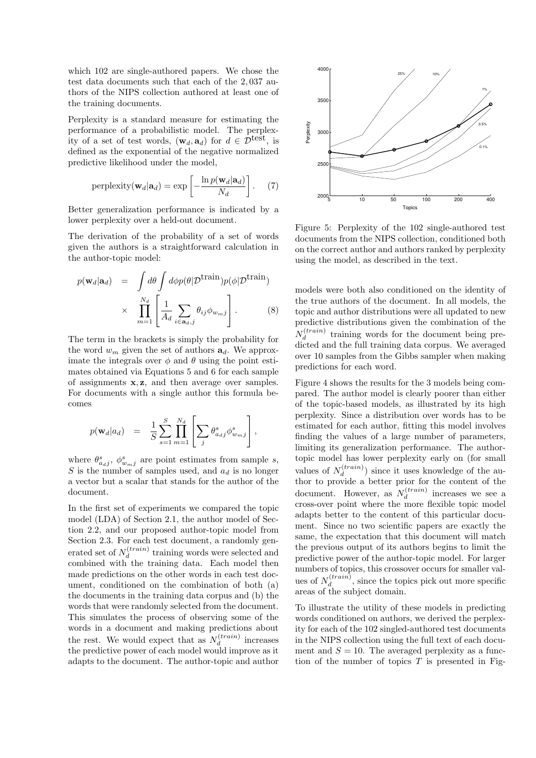which 102 are single-authored papers. We chose the test data documents such that each of the 2,037 authors of the NIPS collection authored at least one of the training documents.

Perplexity is a standard measure for estimating the performance of a probabilistic model. The perplexity of a set of test words, $(\mathbf{w}_d, \mathbf{a}_d)$ for $d \in \mathcal{D}^{\text{test}}$, is defined as the exponential of the negative normalized predictive likelihood under the model,

$$\text{perplexity}(\mathbf{w}_d|\mathbf{a}_d) = \exp\left[-\frac{\ln p(\mathbf{w}_d|\mathbf{a}_d)}{N_d}\right]. \quad (7)$$

Better generalization performance is indicated by a lower perplexity over a held-out document.

The derivation of the probability of a set of words given the authors is a straightforward calculation in the author-topic model:

$$p(\mathbf{w}_d|\mathbf{a}_d) = \int d\theta \int d\phi p(\theta|\mathcal{D}^{\text{train}}) p(\phi|\mathcal{D}^{\text{train}}) \times \prod_{m=1}^{N_d}\left[\frac{1}{A_d}\sum_{i\in\mathbf{a}_d, j}\theta_{ij}\phi_{w_m j}\right]. \quad (8)$$

The term in the brackets is simply the probability for the word $w_m$ given the set of authors $\mathbf{a}_d$. We approximate the integrals over $\phi$ and $\theta$ using the point estimates obtained via Equations 5 and 6 for each sample of assignments $\mathbf{x}, \mathbf{z}$, and then average over samples. For documents with a single author this formula becomes

$$p(\mathbf{w}_d|a_d) = \frac{1}{S}\sum_{s=1}^{S}\prod_{m=1}^{N_d}\left[\sum_j \theta^s_{a_d j}\phi^s_{w_m j}\right],$$

where $\theta^s_{a_d j}$, $\phi^s_{w_m j}$ are point estimates from sample $s$, $S$ is the number of samples used, and $a_d$ is no longer a vector but a scalar that stands for the author of the document.

In the first set of experiments we compared the topic model (LDA) of Section 2.1, the author model of Section 2.2, and our proposed author-topic model from Section 2.3. For each test document, a randomly generated set of $N_d^{(train)}$ training words were selected and combined with the training data. Each model then made predictions on the other words in each test document, conditioned on the combination of both (a) the documents in the training data corpus and (b) the words that were randomly selected from the document. This simulates the process of observing some of the words in a document and making predictions about the rest. We would expect that as $N_d^{(train)}$ increases the predictive power of each model would improve as it adapts to the document. The author-topic and author models were both also conditioned on the identity of the true authors of the document. In all models, the topic and author distributions were all updated to new predictive distributions given the combination of the $N_d^{(train)}$ training words for the document being predicted and the full training data corpus. We averaged over 10 samples from the Gibbs sampler when making predictions for each word.

Figure 4 shows the results for the 3 models being compared. The author model is clearly poorer than either of the topic-based models, as illustrated by its high perplexity. Since a distribution over words has to be estimated for each author, fitting this model involves finding the values of a large number of parameters, limiting its generalization performance. The author-topic model has lower perplexity early on (for small values of $N_d^{(train)}$) since it uses knowledge of the author to provide a better prior for the content of the document. However, as $N_d^{(train)}$ increases we see a cross-over point where the more flexible topic model adapts better to the content of this particular document. Since no two scientific papers are exactly the same, the expectation that this document will match the previous output of its authors begins to limit the predictive power of the author-topic model. For larger numbers of topics, this crossover occurs for smaller values of $N_d^{(train)}$, since the topics pick out more specific areas of the subject domain.

To illustrate the utility of these models in predicting words conditioned on authors, we derived the perplexity for each of the 102 singled-authored test documents in the NIPS collection using the full text of each document and $S = 10$. The averaged perplexity as a function of the number of topics $T$ is presented in Fig-

Perplexity
Topics
4000
3500
3000
2500
2000
5 10 50 100 200 400
25%
10%
1%
0.5%
0.1%

Figure 5: Perplexity of the 102 single-authored test documents from the NIPS collection, conditioned both on the correct author and authors ranked by perplexity using the model, as described in the text.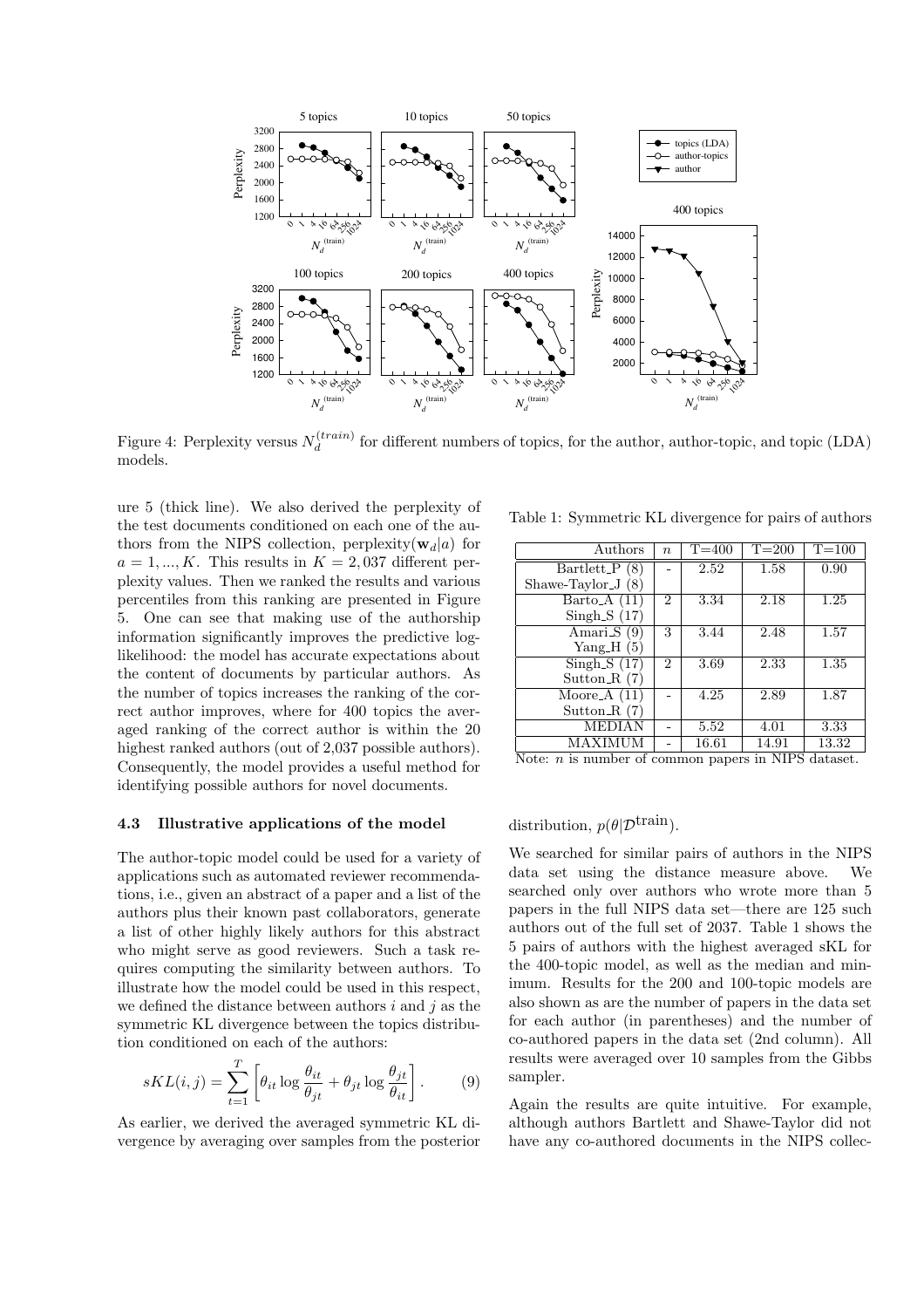5 topics

10 topics

50 topics

3200
2800
2400
2000
1600
1200

Perplexity

0 1 4 16 64 256 1024

$N_d^{(\text{train})}$

topics (LDA)
author-topics
author

400 topics

14000
12000
10000
8000
6000
4000
2000

100 topics

200 topics

400 topics

Figure 4: Perplexity versus $N_d^{(train)}$ for different numbers of topics, for the author, author-topic, and topic (LDA) models.

ure 5 (thick line). We also derived the perplexity of the test documents conditioned on each one of the authors from the NIPS collection, perplexity($\mathbf{w}_d|a$) for $a = 1, ..., K$. This results in $K = 2,037$ different perplexity values. Then we ranked the results and various percentiles from this ranking are presented in Figure 5. One can see that making use of the authorship information significantly improves the predictive log-likelihood: the model has accurate expectations about the content of documents by particular authors. As the number of topics increases the ranking of the correct author improves, where for 400 topics the averaged ranking of the correct author is within the 20 highest ranked authors (out of 2,037 possible authors). Consequently, the model provides a useful method for identifying possible authors for novel documents.

### 4.3 Illustrative applications of the model

The author-topic model could be used for a variety of applications such as automated reviewer recommendations, i.e., given an abstract of a paper and a list of the authors plus their known past collaborators, generate a list of other highly likely authors for this abstract who might serve as good reviewers. Such a task requires computing the similarity between authors. To illustrate how the model could be used in this respect, we defined the distance between authors $i$ and $j$ as the symmetric KL divergence between the topics distribution conditioned on each of the authors:

$$sKL(i, j) = \sum_{t=1}^{T} \left[ \theta_{it} \log \frac{\theta_{it}}{\theta_{jt}} + \theta_{jt} \log \frac{\theta_{jt}}{\theta_{it}} \right]. \qquad (9)$$

As earlier, we derived the averaged symmetric KL divergence by averaging over samples from the posterior distribution, $p(\theta|\mathcal{D}^{\text{train}})$.

Table 1: Symmetric KL divergence for pairs of authors

| Authors | $n$ | T=400 | T=200 | T=100 |
|---|---|---|---|---|
| Bartlett_P (8)<br>Shawe-Taylor_J (8) | - | 2.52 | 1.58 | 0.90 |
| Barto_A (11)<br>Singh_S (17) | 2 | 3.34 | 2.18 | 1.25 |
| Amari_S (9)<br>Yang_H (5) | 3 | 3.44 | 2.48 | 1.57 |
| Singh_S (17)<br>Sutton_R (7) | 2 | 3.69 | 2.33 | 1.35 |
| Moore_A (11)<br>Sutton_R (7) | - | 4.25 | 2.89 | 1.87 |
| MEDIAN | - | 5.52 | 4.01 | 3.33 |
| MAXIMUM | - | 16.61 | 14.91 | 13.32 |

Note: $n$ is number of common papers in NIPS dataset.

We searched for similar pairs of authors in the NIPS data set using the distance measure above. We searched only over authors who wrote more than 5 papers in the full NIPS data set—there are 125 such authors out of the full set of 2037. Table 1 shows the 5 pairs of authors with the highest averaged sKL for the 400-topic model, as well as the median and minimum. Results for the 200 and 100-topic models are also shown as are the number of papers in the data set for each author (in parentheses) and the number of co-authored papers in the data set (2nd column). All results were averaged over 10 samples from the Gibbs sampler.

Again the results are quite intuitive. For example, although authors Bartlett and Shawe-Taylor did not have any co-authored documents in the NIPS collec-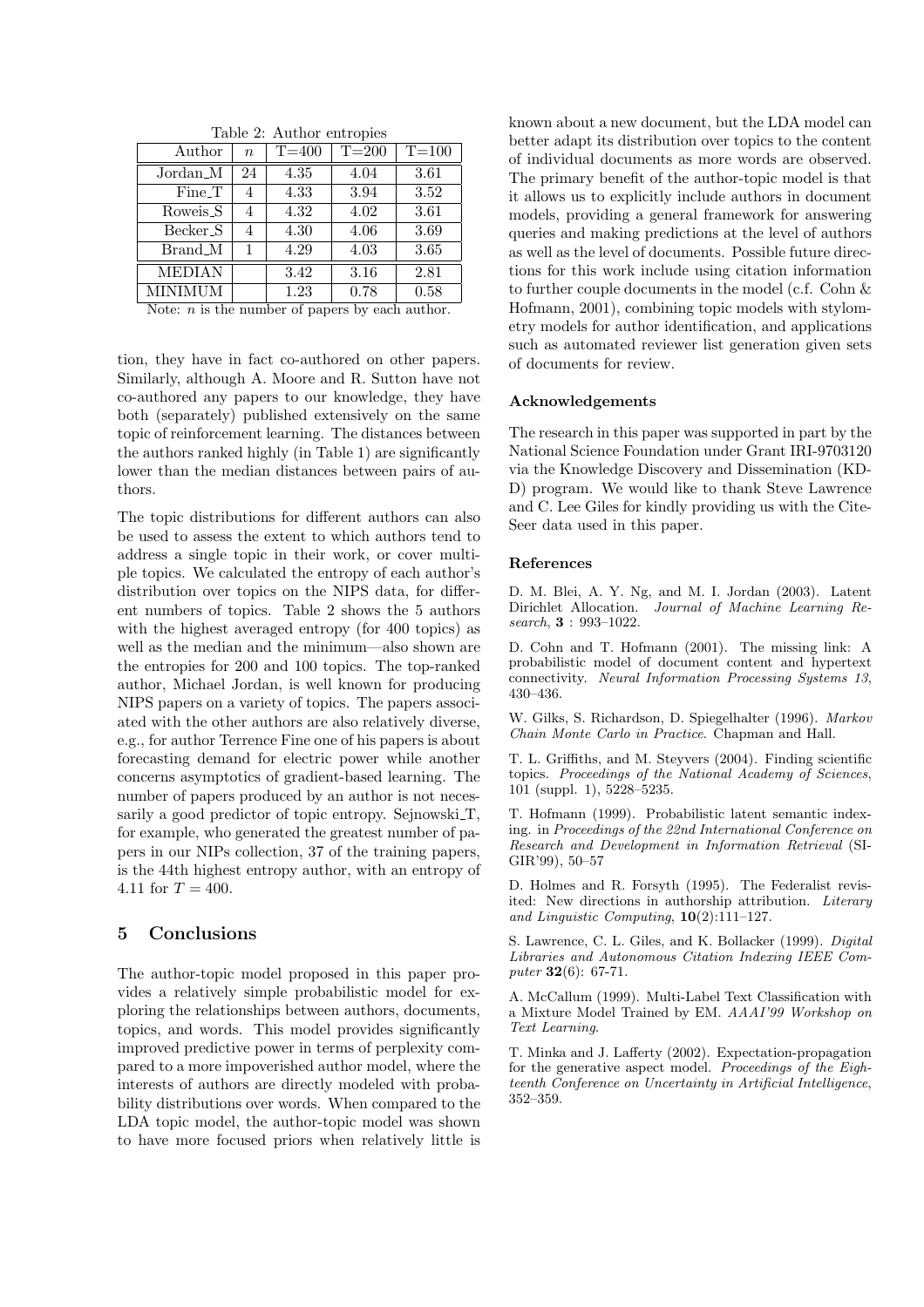Table 2: Author entropies

| Author | $n$ | T=400 | T=200 | T=100 |
|---|---|---|---|---|
| Jordan_M | 24 | 4.35 | 4.04 | 3.61 |
| Fine_T | 4 | 4.33 | 3.94 | 3.52 |
| Roweis_S | 4 | 4.32 | 4.02 | 3.61 |
| Becker_S | 4 | 4.30 | 4.06 | 3.69 |
| Brand_M | 1 | 4.29 | 4.03 | 3.65 |
| MEDIAN | | 3.42 | 3.16 | 2.81 |
| MINIMUM | | 1.23 | 0.78 | 0.58 |

Note: $n$ is the number of papers by each author.

tion, they have in fact co-authored on other papers. Similarly, although A. Moore and R. Sutton have not co-authored any papers to our knowledge, they have both (separately) published extensively on the same topic of reinforcement learning. The distances between the authors ranked highly (in Table 1) are significantly lower than the median distances between pairs of authors.

The topic distributions for different authors can also be used to assess the extent to which authors tend to address a single topic in their work, or cover multiple topics. We calculated the entropy of each author's distribution over topics on the NIPS data, for different numbers of topics. Table 2 shows the 5 authors with the highest averaged entropy (for 400 topics) as well as the median and the minimum—also shown are the entropies for 200 and 100 topics. The top-ranked author, Michael Jordan, is well known for producing NIPS papers on a variety of topics. The papers associated with the other authors are also relatively diverse, e.g., for author Terrence Fine one of his papers is about forecasting demand for electric power while another concerns asymptotics of gradient-based learning. The number of papers produced by an author is not necessarily a good predictor of topic entropy. Sejnowski_T, for example, who generated the greatest number of papers in our NIPs collection, 37 of the training papers, is the 44th highest entropy author, with an entropy of 4.11 for $T = 400$.

## 5 Conclusions

The author-topic model proposed in this paper provides a relatively simple probabilistic model for exploring the relationships between authors, documents, topics, and words. This model provides significantly improved predictive power in terms of perplexity compared to a more impoverished author model, where the interests of authors are directly modeled with probability distributions over words. When compared to the LDA topic model, the author-topic model was shown to have more focused priors when relatively little is known about a new document, but the LDA model can better adapt its distribution over topics to the content of individual documents as more words are observed. The primary benefit of the author-topic model is that it allows us to explicitly include authors in document models, providing a general framework for answering queries and making predictions at the level of authors as well as the level of documents. Possible future directions for this work include using citation information to further couple documents in the model (c.f. Cohn & Hofmann, 2001), combining topic models with stylometry models for author identification, and applications such as automated reviewer list generation given sets of documents for review.

### Acknowledgements

The research in this paper was supported in part by the National Science Foundation under Grant IRI-9703120 via the Knowledge Discovery and Dissemination (KDD) program. We would like to thank Steve Lawrence and C. Lee Giles for kindly providing us with the CiteSeer data used in this paper.

### References

D. M. Blei, A. Y. Ng, and M. I. Jordan (2003). Latent Dirichlet Allocation. *Journal of Machine Learning Research*, **3** : 993–1022.

D. Cohn and T. Hofmann (2001). The missing link: A probabilistic model of document content and hypertext connectivity. *Neural Information Processing Systems 13*, 430–436.

W. Gilks, S. Richardson, D. Spiegelhalter (1996). *Markov Chain Monte Carlo in Practice*. Chapman and Hall.

T. L. Griffiths, and M. Steyvers (2004). Finding scientific topics. *Proceedings of the National Academy of Sciences*, 101 (suppl. 1), 5228–5235.

T. Hofmann (1999). Probabilistic latent semantic indexing. in *Proceedings of the 22nd International Conference on Research and Development in Information Retrieval* (SIGIR'99), 50–57

D. Holmes and R. Forsyth (1995). The Federalist revisited: New directions in authorship attribution. *Literary and Linguistic Computing*, **10**(2):111–127.

S. Lawrence, C. L. Giles, and K. Bollacker (1999). *Digital Libraries and Autonomous Citation Indexing IEEE Computer* **32**(6): 67-71.

A. McCallum (1999). Multi-Label Text Classification with a Mixture Model Trained by EM. *AAAI'99 Workshop on Text Learning*.

T. Minka and J. Lafferty (2002). Expectation-propagation for the generative aspect model. *Proceedings of the Eighteenth Conference on Uncertainty in Artificial Intelligence*, 352–359.